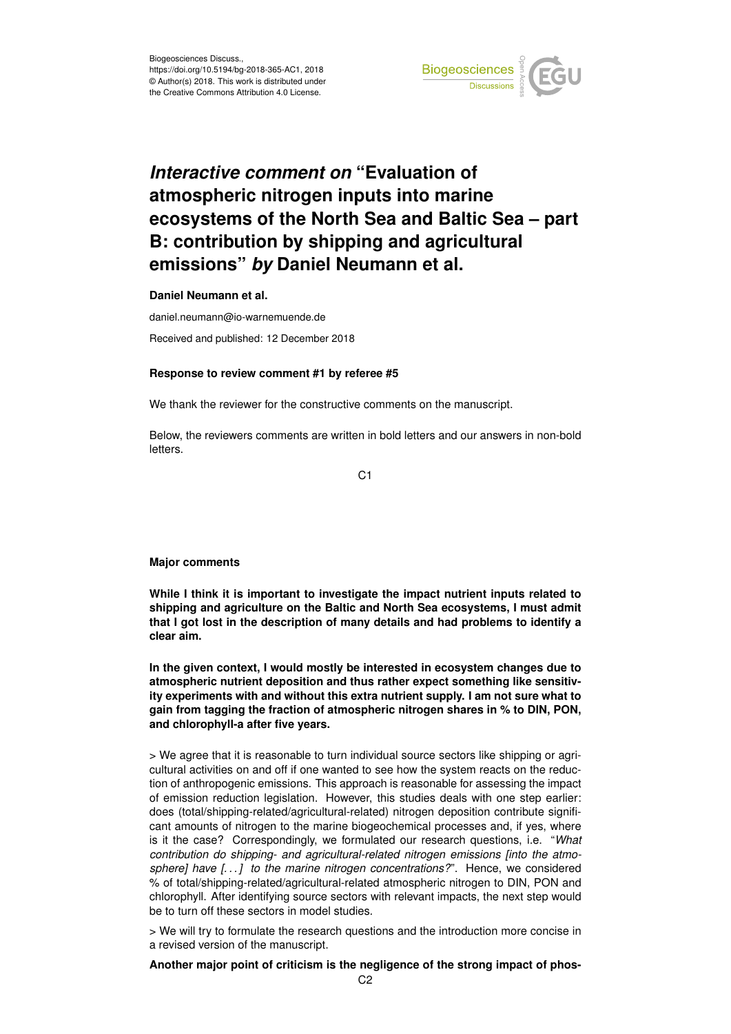Biogeosciences Discuss.,
https://doi.org/10.5194/bg-2018-365-AC1, 2018
© Author(s) 2018. This work is distributed under
the Creative Commons Attribution 4.0 License.

# *Interactive comment on* "Evaluation of atmospheric nitrogen inputs into marine ecosystems of the North Sea and Baltic Sea – part B: contribution by shipping and agricultural emissions" *by* Daniel Neumann et al.

**Daniel Neumann et al.**

daniel.neumann@io-warnemuende.de

Received and published: 12 December 2018

**Response to review comment #1 by referee #5**

We thank the reviewer for the constructive comments on the manuscript.

Below, the reviewers comments are written in bold letters and our answers in non-bold letters.

**Major comments**

**While I think it is important to investigate the impact nutrient inputs related to shipping and agriculture on the Baltic and North Sea ecosystems, I must admit that I got lost in the description of many details and had problems to identify a clear aim.**

**In the given context, I would mostly be interested in ecosystem changes due to atmospheric nutrient deposition and thus rather expect something like sensitivity experiments with and without this extra nutrient supply. I am not sure what to gain from tagging the fraction of atmospheric nitrogen shares in % to DIN, PON, and chlorophyll-a after five years.**

> We agree that it is reasonable to turn individual source sectors like shipping or agricultural activities on and off if one wanted to see how the system reacts on the reduction of anthropogenic emissions. This approach is reasonable for assessing the impact of emission reduction legislation. However, this studies deals with one step earlier: does (total/shipping-related/agricultural-related) nitrogen deposition contribute significant amounts of nitrogen to the marine biogeochemical processes and, if yes, where is it the case? Correspondingly, we formulated our research questions, i.e. "*What contribution do shipping- and agricultural-related nitrogen emissions [into the atmosphere] have [. . . ] to the marine nitrogen concentrations?*". Hence, we considered % of total/shipping-related/agricultural-related atmospheric nitrogen to DIN, PON and chlorophyll. After identifying source sectors with relevant impacts, the next step would be to turn off these sectors in model studies.

> We will try to formulate the research questions and the introduction more concise in a revised version of the manuscript.

**Another major point of criticism is the negligence of the strong impact of phos-**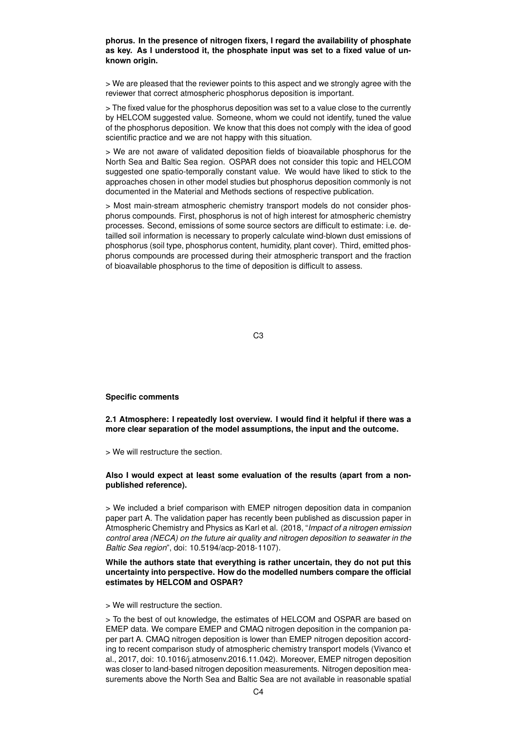**phorus. In the presence of nitrogen fixers, I regard the availability of phosphate as key. As I understood it, the phosphate input was set to a fixed value of unknown origin.**

> We are pleased that the reviewer points to this aspect and we strongly agree with the reviewer that correct atmospheric phosphorus deposition is important.

> The fixed value for the phosphorus deposition was set to a value close to the currently by HELCOM suggested value. Someone, whom we could not identify, tuned the value of the phosphorus deposition. We know that this does not comply with the idea of good scientific practice and we are not happy with this situation.

> We are not aware of validated deposition fields of bioavailable phosphorus for the North Sea and Baltic Sea region. OSPAR does not consider this topic and HELCOM suggested one spatio-temporally constant value. We would have liked to stick to the approaches chosen in other model studies but phosphorus deposition commonly is not documented in the Material and Methods sections of respective publication.

> Most main-stream atmospheric chemistry transport models do not consider phosphorus compounds. First, phosphorus is not of high interest for atmospheric chemistry processes. Second, emissions of some source sectors are difficult to estimate: i.e. detailled soil information is necessary to properly calculate wind-blown dust emissions of phosphorus (soil type, phosphorus content, humidity, plant cover). Third, emitted phosphorus compounds are processed during their atmospheric transport and the fraction of bioavailable phosphorus to the time of deposition is difficult to assess.

**Specific comments**

**2.1 Atmosphere: I repeatedly lost overview. I would find it helpful if there was a more clear separation of the model assumptions, the input and the outcome.**

> We will restructure the section.

**Also I would expect at least some evaluation of the results (apart from a non-published reference).**

> We included a brief comparison with EMEP nitrogen deposition data in companion paper part A. The validation paper has recently been published as discussion paper in Atmospheric Chemistry and Physics as Karl et al. (2018, "*Impact of a nitrogen emission control area (NECA) on the future air quality and nitrogen deposition to seawater in the Baltic Sea region*", doi: 10.5194/acp-2018-1107).

**While the authors state that everything is rather uncertain, they do not put this uncertainty into perspective. How do the modelled numbers compare the official estimates by HELCOM and OSPAR?**

> We will restructure the section.

> To the best of out knowledge, the estimates of HELCOM and OSPAR are based on EMEP data. We compare EMEP and CMAQ nitrogen deposition in the companion paper part A. CMAQ nitrogen deposition is lower than EMEP nitrogen deposition according to recent comparison study of atmospheric chemistry transport models (Vivanco et al., 2017, doi: 10.1016/j.atmosenv.2016.11.042). Moreover, EMEP nitrogen deposition was closer to land-based nitrogen deposition measurements. Nitrogen deposition measurements above the North Sea and Baltic Sea are not available in reasonable spatial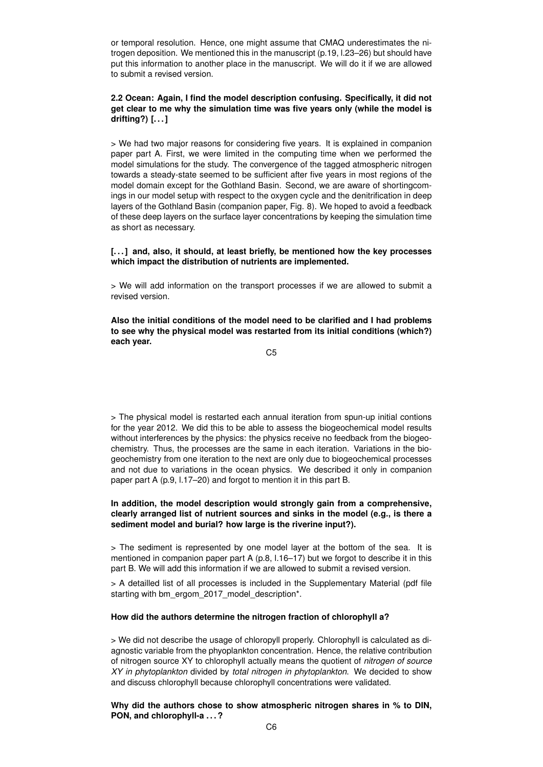or temporal resolution. Hence, one might assume that CMAQ underestimates the nitrogen deposition. We mentioned this in the manuscript (p.19, l.23–26) but should have put this information to another place in the manuscript. We will do it if we are allowed to submit a revised version.

**2.2 Ocean: Again, I find the model description confusing. Specifically, it did not get clear to me why the simulation time was five years only (while the model is drifting?) [. . . ]**

> We had two major reasons for considering five years. It is explained in companion paper part A. First, we were limited in the computing time when we performed the model simulations for the study. The convergence of the tagged atmospheric nitrogen towards a steady-state seemed to be sufficient after five years in most regions of the model domain except for the Gothland Basin. Second, we are aware of shortingcomings in our model setup with respect to the oxygen cycle and the denitrification in deep layers of the Gothland Basin (companion paper, Fig. 8). We hoped to avoid a feedback of these deep layers on the surface layer concentrations by keeping the simulation time as short as necessary.

**[. . . ] and, also, it should, at least briefly, be mentioned how the key processes which impact the distribution of nutrients are implemented.**

> We will add information on the transport processes if we are allowed to submit a revised version.

**Also the initial conditions of the model need to be clarified and I had problems to see why the physical model was restarted from its initial conditions (which?) each year.**

> The physical model is restarted each annual iteration from spun-up initial contions for the year 2012. We did this to be able to assess the biogeochemical model results without interferences by the physics: the physics receive no feedback from the biogeochemistry. Thus, the processes are the same in each iteration. Variations in the biogeochemistry from one iteration to the next are only due to biogeochemical processes and not due to variations in the ocean physics. We described it only in companion paper part A (p.9, l.17–20) and forgot to mention it in this part B.

**In addition, the model description would strongly gain from a comprehensive, clearly arranged list of nutrient sources and sinks in the model (e.g., is there a sediment model and burial? how large is the riverine input?).**

> The sediment is represented by one model layer at the bottom of the sea. It is mentioned in companion paper part A (p.8, l.16–17) but we forgot to describe it in this part B. We will add this information if we are allowed to submit a revised version.

> A detailled list of all processes is included in the Supplementary Material (pdf file starting with bm_ergom_2017_model_description*.

**How did the authors determine the nitrogen fraction of chlorophyll a?**

> We did not describe the usage of chloropyll properly. Chlorophyll is calculated as diagnostic variable from the phyoplankton concentration. Hence, the relative contribution of nitrogen source XY to chlorophyll actually means the quotient of *nitrogen of source XY in phytoplankton* divided by *total nitrogen in phytoplankton*. We decided to show and discuss chlorophyll because chlorophyll concentrations were validated.

**Why did the authors chose to show atmospheric nitrogen shares in % to DIN, PON, and chlorophyll-a . . . ?**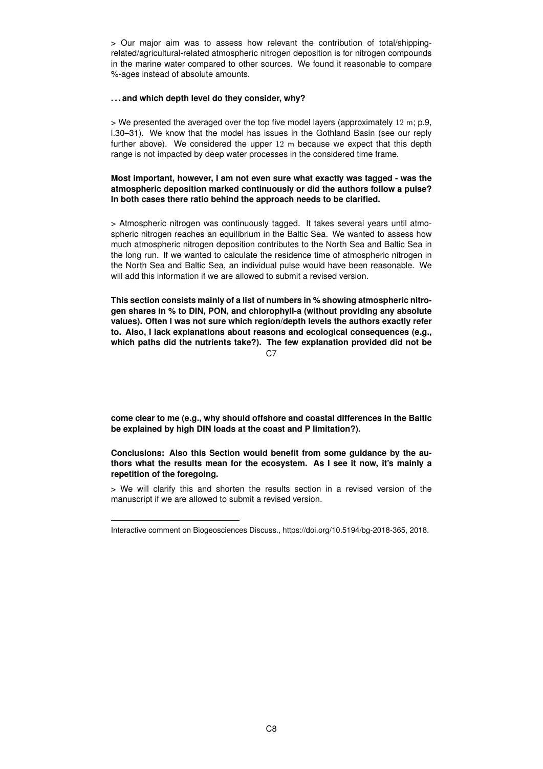> Our major aim was to assess how relevant the contribution of total/shipping-related/agricultural-related atmospheric nitrogen deposition is for nitrogen compounds in the marine water compared to other sources. We found it reasonable to compare %-ages instead of absolute amounts.

**. . . and which depth level do they consider, why?**

> We presented the averaged over the top five model layers (approximately $12$ m; p.9, l.30–31). We know that the model has issues in the Gothland Basin (see our reply further above). We considered the upper $12$ m because we expect that this depth range is not impacted by deep water processes in the considered time frame.

**Most important, however, I am not even sure what exactly was tagged - was the atmospheric deposition marked continuously or did the authors follow a pulse? In both cases there ratio behind the approach needs to be clarified.**

> Atmospheric nitrogen was continuously tagged. It takes several years until atmospheric nitrogen reaches an equilibrium in the Baltic Sea. We wanted to assess how much atmospheric nitrogen deposition contributes to the North Sea and Baltic Sea in the long run. If we wanted to calculate the residence time of atmospheric nitrogen in the North Sea and Baltic Sea, an individual pulse would have been reasonable. We will add this information if we are allowed to submit a revised version.

**This section consists mainly of a list of numbers in % showing atmospheric nitrogen shares in % to DIN, PON, and chlorophyll-a (without providing any absolute values). Often I was not sure which region/depth levels the authors exactly refer to. Also, I lack explanations about reasons and ecological consequences (e.g., which paths did the nutrients take?). The few explanation provided did not be come clear to me (e.g., why should offshore and coastal differences in the Baltic be explained by high DIN loads at the coast and P limitation?).**

**Conclusions: Also this Section would benefit from some guidance by the authors what the results mean for the ecosystem. As I see it now, it's mainly a repetition of the foregoing.**

> We will clarify this and shorten the results section in a revised version of the manuscript if we are allowed to submit a revised version.

---

Interactive comment on Biogeosciences Discuss., https://doi.org/10.5194/bg-2018-365, 2018.